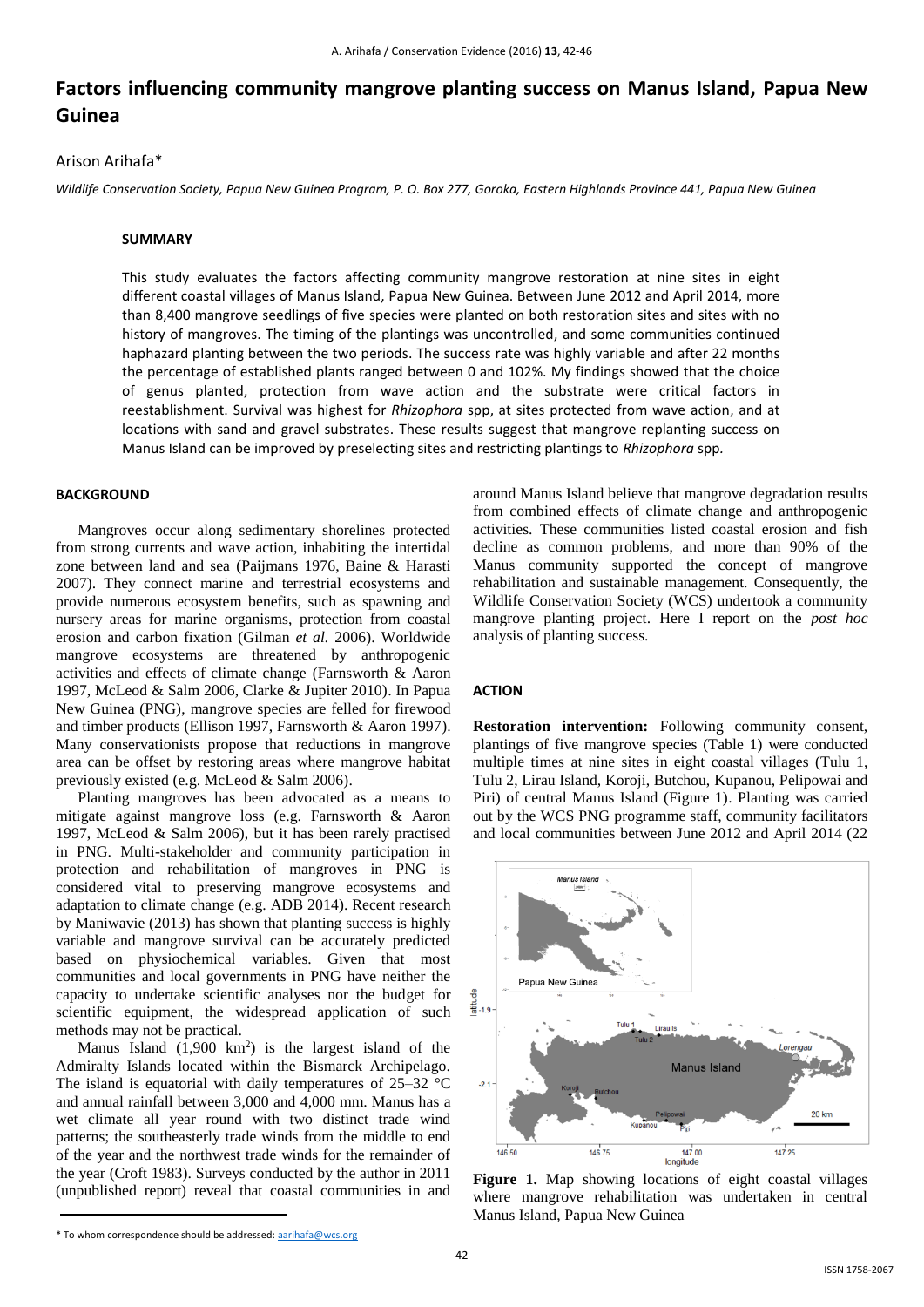# Factors influencing community mangrove planting success on Manus Island, Papua New Guinea

Arison Arihafa*

*Wildlife Conservation Society, Papua New Guinea Program, P. O. Box 277, Goroka, Eastern Highlands Province 441, Papua New Guinea*

## SUMMARY

This study evaluates the factors affecting community mangrove restoration at nine sites in eight different coastal villages of Manus Island, Papua New Guinea. Between June 2012 and April 2014, more than 8,400 mangrove seedlings of five species were planted on both restoration sites and sites with no history of mangroves. The timing of the plantings was uncontrolled, and some communities continued haphazard planting between the two periods. The success rate was highly variable and after 22 months the percentage of established plants ranged between 0 and 102%. My findings showed that the choice of genus planted, protection from wave action and the substrate were critical factors in reestablishment. Survival was highest for *Rhizophora* spp, at sites protected from wave action, and at locations with sand and gravel substrates. These results suggest that mangrove replanting success on Manus Island can be improved by preselecting sites and restricting plantings to *Rhizophora* spp.

## BACKGROUND

Mangroves occur along sedimentary shorelines protected from strong currents and wave action, inhabiting the intertidal zone between land and sea (Paijmans 1976, Baine & Harasti 2007). They connect marine and terrestrial ecosystems and provide numerous ecosystem benefits, such as spawning and nursery areas for marine organisms, protection from coastal erosion and carbon fixation (Gilman *et al.* 2006). Worldwide mangrove ecosystems are threatened by anthropogenic activities and effects of climate change (Farnsworth & Aaron 1997, McLeod & Salm 2006, Clarke & Jupiter 2010). In Papua New Guinea (PNG), mangrove species are felled for firewood and timber products (Ellison 1997, Farnsworth & Aaron 1997). Many conservationists propose that reductions in mangrove area can be offset by restoring areas where mangrove habitat previously existed (e.g. McLeod & Salm 2006).

Planting mangroves has been advocated as a means to mitigate against mangrove loss (e.g. Farnsworth & Aaron 1997, McLeod & Salm 2006), but it has been rarely practised in PNG. Multi-stakeholder and community participation in protection and rehabilitation of mangroves in PNG is considered vital to preserving mangrove ecosystems and adaptation to climate change (e.g. ADB 2014). Recent research by Maniwavie (2013) has shown that planting success is highly variable and mangrove survival can be accurately predicted based on physiochemical variables. Given that most communities and local governments in PNG have neither the capacity to undertake scientific analyses nor the budget for scientific equipment, the widespread application of such methods may not be practical.

Manus Island (1,900 km$^2$) is the largest island of the Admiralty Islands located within the Bismarck Archipelago. The island is equatorial with daily temperatures of 25–32 °C and annual rainfall between 3,000 and 4,000 mm. Manus has a wet climate all year round with two distinct trade wind patterns; the southeasterly trade winds from the middle to end of the year and the northwest trade winds for the remainder of the year (Croft 1983). Surveys conducted by the author in 2011 (unpublished report) reveal that coastal communities in and around Manus Island believe that mangrove degradation results from combined effects of climate change and anthropogenic activities. These communities listed coastal erosion and fish decline as common problems, and more than 90% of the Manus community supported the concept of mangrove rehabilitation and sustainable management. Consequently, the Wildlife Conservation Society (WCS) undertook a community mangrove planting project. Here I report on the *post hoc* analysis of planting success.

## ACTION

**Restoration intervention:** Following community consent, plantings of five mangrove species (Table 1) were conducted multiple times at nine sites in eight coastal villages (Tulu 1, Tulu 2, Lirau Island, Koroji, Butchou, Kupanou, Pelipowai and Piri) of central Manus Island (Figure 1). Planting was carried out by the WCS PNG programme staff, community facilitators and local communities between June 2012 and April 2014 (22

**Figure 1.** Map showing locations of eight coastal villages where mangrove rehabilitation was undertaken in central Manus Island, Papua New Guinea

\* To whom correspondence should be addressed: aarihafa@wcs.org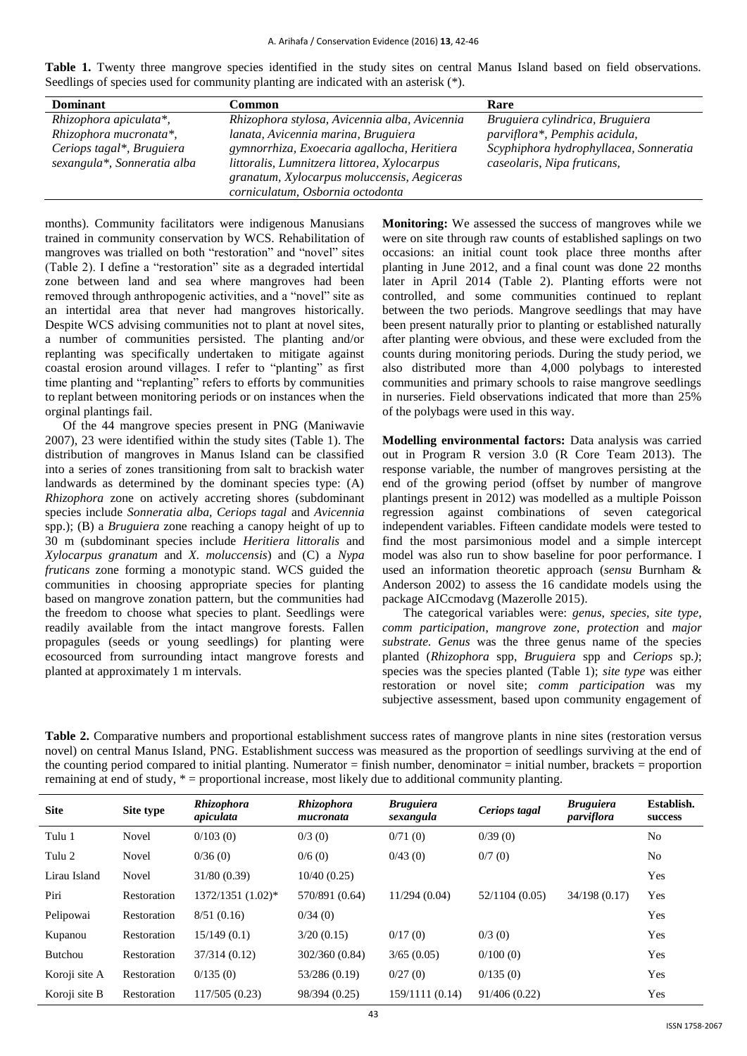**Table 1.** Twenty three mangrove species identified in the study sites on central Manus Island based on field observations. Seedlings of species used for community planting are indicated with an asterisk (*).

| Dominant | Common | Rare |
|---|---|---|
| *Rhizophora apiculata**, *Rhizophora mucronata**, *Ceriops tagal**, *Bruguiera sexangula**, *Sonneratia alba* | *Rhizophora stylosa, Avicennia alba, Avicennia lanata, Avicennia marina, Bruguiera gymnorrhiza, Exoecaria agallocha, Heritiera littoralis, Lumnitzera littorea, Xylocarpus granatum, Xylocarpus moluccensis, Aegiceras corniculatum, Osbornia octodonta* | *Bruguiera cylindrica, Bruguiera parviflora**, *Pemphis acidula, Scyphiphora hydrophyllacea, Sonneratia caseolaris, Nipa fruticans,* |

months). Community facilitators were indigenous Manusians trained in community conservation by WCS. Rehabilitation of mangroves was trialled on both "restoration" and "novel" sites (Table 2). I define a "restoration" site as a degraded intertidal zone between land and sea where mangroves had been removed through anthropogenic activities, and a "novel" site as an intertidal area that never had mangroves historically. Despite WCS advising communities not to plant at novel sites, a number of communities persisted. The planting and/or replanting was specifically undertaken to mitigate against coastal erosion around villages. I refer to "planting" as first time planting and "replanting" refers to efforts by communities to replant between monitoring periods or on instances when the orginal plantings fail.

Of the 44 mangrove species present in PNG (Maniwavie 2007), 23 were identified within the study sites (Table 1). The distribution of mangroves in Manus Island can be classified into a series of zones transitioning from salt to brackish water landwards as determined by the dominant species type: (A) *Rhizophora* zone on actively accreting shores (subdominant species include *Sonneratia alba*, *Ceriops tagal* and *Avicennia* spp.); (B) a *Bruguiera* zone reaching a canopy height of up to 30 m (subdominant species include *Heritiera littoralis* and *Xylocarpus granatum* and *X. moluccensis*) and (C) a *Nypa fruticans* zone forming a monotypic stand. WCS guided the communities in choosing appropriate species for planting based on mangrove zonation pattern, but the communities had the freedom to choose what species to plant. Seedlings were readily available from the intact mangrove forests. Fallen propagules (seeds or young seedlings) for planting were ecosourced from surrounding intact mangrove forests and planted at approximately 1 m intervals.

**Monitoring:** We assessed the success of mangroves while we were on site through raw counts of established saplings on two occasions: an initial count took place three months after planting in June 2012, and a final count was done 22 months later in April 2014 (Table 2). Planting efforts were not controlled, and some communities continued to replant between the two periods. Mangrove seedlings that may have been present naturally prior to planting or established naturally after planting were obvious, and these were excluded from the counts during monitoring periods. During the study period, we also distributed more than 4,000 polybags to interested communities and primary schools to raise mangrove seedlings in nurseries. Field observations indicated that more than 25% of the polybags were used in this way.

**Modelling environmental factors:** Data analysis was carried out in Program R version 3.0 (R Core Team 2013). The response variable, the number of mangroves persisting at the end of the growing period (offset by number of mangrove plantings present in 2012) was modelled as a multiple Poisson regression against combinations of seven categorical independent variables. Fifteen candidate models were tested to find the most parsimonious model and a simple intercept model was also run to show baseline for poor performance. I used an information theoretic approach (*sensu* Burnham & Anderson 2002) to assess the 16 candidate models using the package AICcmodavg (Mazerolle 2015).

The categorical variables were: *genus*, *species*, *site type*, *comm participation*, *mangrove zone*, *protection* and *major substrate*. *Genus* was the three genus name of the species planted (*Rhizophora* spp, *Bruguiera* spp and *Ceriops* sp.*)*; species was the species planted (Table 1); *site type* was either restoration or novel site; *comm participation* was my subjective assessment, based upon community engagement of

**Table 2.** Comparative numbers and proportional establishment success rates of mangrove plants in nine sites (restoration versus novel) on central Manus Island, PNG. Establishment success was measured as the proportion of seedlings surviving at the end of the counting period compared to initial planting. Numerator = finish number, denominator = initial number, brackets = proportion remaining at end of study, * = proportional increase, most likely due to additional community planting.

| Site | Site type | *Rhizophora apiculata* | *Rhizophora mucronata* | *Bruguiera sexangula* | *Ceriops tagal* | *Bruguiera parviflora* | Establish. success |
|---|---|---|---|---|---|---|---|
| Tulu 1 | Novel | 0/103 (0) | 0/3 (0) | 0/71 (0) | 0/39 (0) | | No |
| Tulu 2 | Novel | 0/36 (0) | 0/6 (0) | 0/43 (0) | 0/7 (0) | | No |
| Lirau Island | Novel | 31/80 (0.39) | 10/40 (0.25) | | | | Yes |
| Piri | Restoration | 1372/1351 (1.02)* | 570/891 (0.64) | 11/294 (0.04) | 52/1104 (0.05) | 34/198 (0.17) | Yes |
| Pelipowai | Restoration | 8/51 (0.16) | 0/34 (0) | | | | Yes |
| Kupanou | Restoration | 15/149 (0.1) | 3/20 (0.15) | 0/17 (0) | 0/3 (0) | | Yes |
| Butchou | Restoration | 37/314 (0.12) | 302/360 (0.84) | 3/65 (0.05) | 0/100 (0) | | Yes |
| Koroji site A | Restoration | 0/135 (0) | 53/286 (0.19) | 0/27 (0) | 0/135 (0) | | Yes |
| Koroji site B | Restoration | 117/505 (0.23) | 98/394 (0.25) | 159/1111 (0.14) | 91/406 (0.22) | | Yes |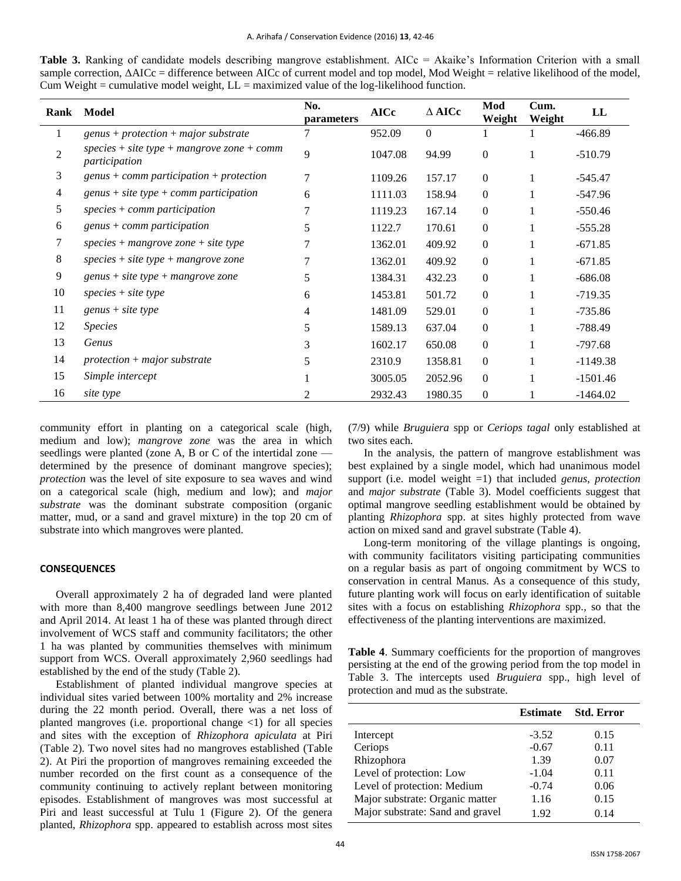**Table 3.** Ranking of candidate models describing mangrove establishment. AICc = Akaike's Information Criterion with a small sample correction, ΔAICc = difference between AICc of current model and top model, Mod Weight = relative likelihood of the model, Cum Weight = cumulative model weight, LL = maximized value of the log-likelihood function.

| Rank | Model | No. parameters | AICc | Δ AICc | Mod Weight | Cum. Weight | LL |
|---|---|---|---|---|---|---|---|
| 1 | *genus + protection + major substrate* | 7 | 952.09 | 0 | 1 | 1 | -466.89 |
| 2 | *species + site type + mangrove zone + comm participation* | 9 | 1047.08 | 94.99 | 0 | 1 | -510.79 |
| 3 | *genus + comm participation + protection* | 7 | 1109.26 | 157.17 | 0 | 1 | -545.47 |
| 4 | *genus + site type + comm participation* | 6 | 1111.03 | 158.94 | 0 | 1 | -547.96 |
| 5 | *species + comm participation* | 7 | 1119.23 | 167.14 | 0 | 1 | -550.46 |
| 6 | *genus + comm participation* | 5 | 1122.7 | 170.61 | 0 | 1 | -555.28 |
| 7 | *species + mangrove zone + site type* | 7 | 1362.01 | 409.92 | 0 | 1 | -671.85 |
| 8 | *species + site type + mangrove zone* | 7 | 1362.01 | 409.92 | 0 | 1 | -671.85 |
| 9 | *genus + site type + mangrove zone* | 5 | 1384.31 | 432.23 | 0 | 1 | -686.08 |
| 10 | *species + site type* | 6 | 1453.81 | 501.72 | 0 | 1 | -719.35 |
| 11 | *genus + site type* | 4 | 1481.09 | 529.01 | 0 | 1 | -735.86 |
| 12 | *Species* | 5 | 1589.13 | 637.04 | 0 | 1 | -788.49 |
| 13 | *Genus* | 3 | 1602.17 | 650.08 | 0 | 1 | -797.68 |
| 14 | *protection + major substrate* | 5 | 2310.9 | 1358.81 | 0 | 1 | -1149.38 |
| 15 | *Simple intercept* | 1 | 3005.05 | 2052.96 | 0 | 1 | -1501.46 |
| 16 | *site type* | 2 | 2932.43 | 1980.35 | 0 | 1 | -1464.02 |

community effort in planting on a categorical scale (high, medium and low); *mangrove zone* was the area in which seedlings were planted (zone A, B or C of the intertidal zone — determined by the presence of dominant mangrove species); *protection* was the level of site exposure to sea waves and wind on a categorical scale (high, medium and low); and *major substrate* was the dominant substrate composition (organic matter, mud, or a sand and gravel mixture) in the top 20 cm of substrate into which mangroves were planted.

## CONSEQUENCES

Overall approximately 2 ha of degraded land were planted with more than 8,400 mangrove seedlings between June 2012 and April 2014. At least 1 ha of these was planted through direct involvement of WCS staff and community facilitators; the other 1 ha was planted by communities themselves with minimum support from WCS. Overall approximately 2,960 seedlings had established by the end of the study (Table 2).

Establishment of planted individual mangrove species at individual sites varied between 100% mortality and 2% increase during the 22 month period. Overall, there was a net loss of planted mangroves (i.e. proportional change <1) for all species and sites with the exception of *Rhizophora apiculata* at Piri (Table 2). Two novel sites had no mangroves established (Table 2). At Piri the proportion of mangroves remaining exceeded the number recorded on the first count as a consequence of the community continuing to actively replant between monitoring episodes. Establishment of mangroves was most successful at Piri and least successful at Tulu 1 (Figure 2). Of the genera planted, *Rhizophora* spp. appeared to establish across most sites (7/9) while *Bruguiera* spp or *Ceriops tagal* only established at two sites each.

In the analysis, the pattern of mangrove establishment was best explained by a single model, which had unanimous model support (i.e. model weight =1) that included *genus*, *protection* and *major substrate* (Table 3). Model coefficients suggest that optimal mangrove seedling establishment would be obtained by planting *Rhizophora* spp. at sites highly protected from wave action on mixed sand and gravel substrate (Table 4).

Long-term monitoring of the village plantings is ongoing, with community facilitators visiting participating communities on a regular basis as part of ongoing commitment by WCS to conservation in central Manus. As a consequence of this study, future planting work will focus on early identification of suitable sites with a focus on establishing *Rhizophora* spp., so that the effectiveness of the planting interventions are maximized.

**Table 4**. Summary coefficients for the proportion of mangroves persisting at the end of the growing period from the top model in Table 3. The intercepts used *Bruguiera* spp., high level of protection and mud as the substrate.

| | Estimate | Std. Error |
|---|---|---|
| Intercept | -3.52 | 0.15 |
| Ceriops | -0.67 | 0.11 |
| Rhizophora | 1.39 | 0.07 |
| Level of protection: Low | -1.04 | 0.11 |
| Level of protection: Medium | -0.74 | 0.06 |
| Major substrate: Organic matter | 1.16 | 0.15 |
| Major substrate: Sand and gravel | 1.92 | 0.14 |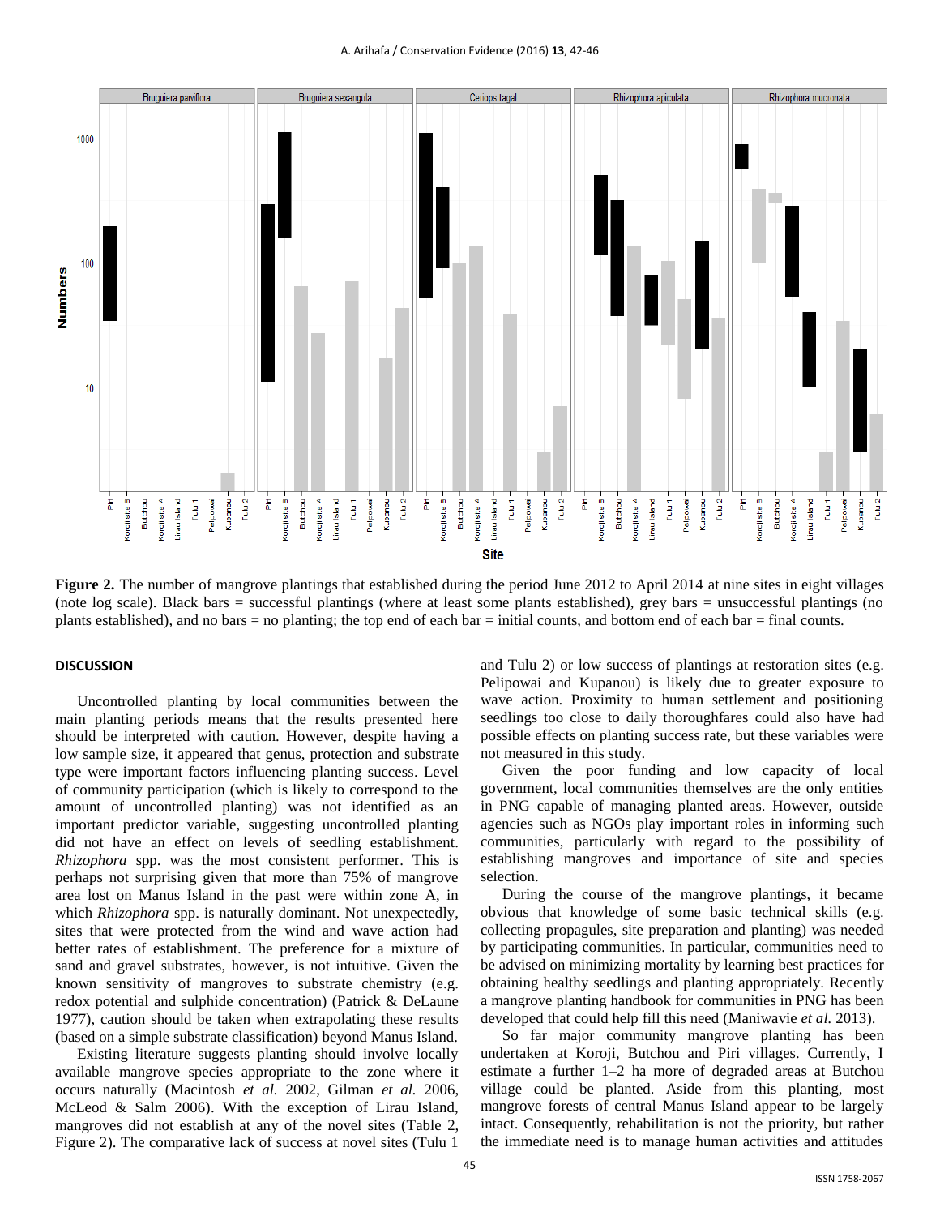**Figure 2.** The number of mangrove plantings that established during the period June 2012 to April 2014 at nine sites in eight villages (note log scale). Black bars = successful plantings (where at least some plants established), grey bars = unsuccessful plantings (no plants established), and no bars = no planting; the top end of each bar = initial counts, and bottom end of each bar = final counts.

## DISCUSSION

Uncontrolled planting by local communities between the main planting periods means that the results presented here should be interpreted with caution. However, despite having a low sample size, it appeared that genus, protection and substrate type were important factors influencing planting success. Level of community participation (which is likely to correspond to the amount of uncontrolled planting) was not identified as an important predictor variable, suggesting uncontrolled planting did not have an effect on levels of seedling establishment. *Rhizophora* spp. was the most consistent performer. This is perhaps not surprising given that more than 75% of mangrove area lost on Manus Island in the past were within zone A, in which *Rhizophora* spp. is naturally dominant. Not unexpectedly, sites that were protected from the wind and wave action had better rates of establishment. The preference for a mixture of sand and gravel substrates, however, is not intuitive. Given the known sensitivity of mangroves to substrate chemistry (e.g. redox potential and sulphide concentration) (Patrick & DeLaune 1977), caution should be taken when extrapolating these results (based on a simple substrate classification) beyond Manus Island.

Existing literature suggests planting should involve locally available mangrove species appropriate to the zone where it occurs naturally (Macintosh *et al.* 2002, Gilman *et al.* 2006, McLeod & Salm 2006). With the exception of Lirau Island, mangroves did not establish at any of the novel sites (Table 2, Figure 2). The comparative lack of success at novel sites (Tulu 1 and Tulu 2) or low success of plantings at restoration sites (e.g. Pelipowai and Kupanou) is likely due to greater exposure to wave action. Proximity to human settlement and positioning seedlings too close to daily thoroughfares could also have had possible effects on planting success rate, but these variables were not measured in this study.

Given the poor funding and low capacity of local government, local communities themselves are the only entities in PNG capable of managing planted areas. However, outside agencies such as NGOs play important roles in informing such communities, particularly with regard to the possibility of establishing mangroves and importance of site and species selection.

During the course of the mangrove plantings, it became obvious that knowledge of some basic technical skills (e.g. collecting propagules, site preparation and planting) was needed by participating communities. In particular, communities need to be advised on minimizing mortality by learning best practices for obtaining healthy seedlings and planting appropriately. Recently a mangrove planting handbook for communities in PNG has been developed that could help fill this need (Maniwavie *et al.* 2013).

So far major community mangrove planting has been undertaken at Koroji, Butchou and Piri villages. Currently, I estimate a further 1–2 ha more of degraded areas at Butchou village could be planted. Aside from this planting, most mangrove forests of central Manus Island appear to be largely intact. Consequently, rehabilitation is not the priority, but rather the immediate need is to manage human activities and attitudes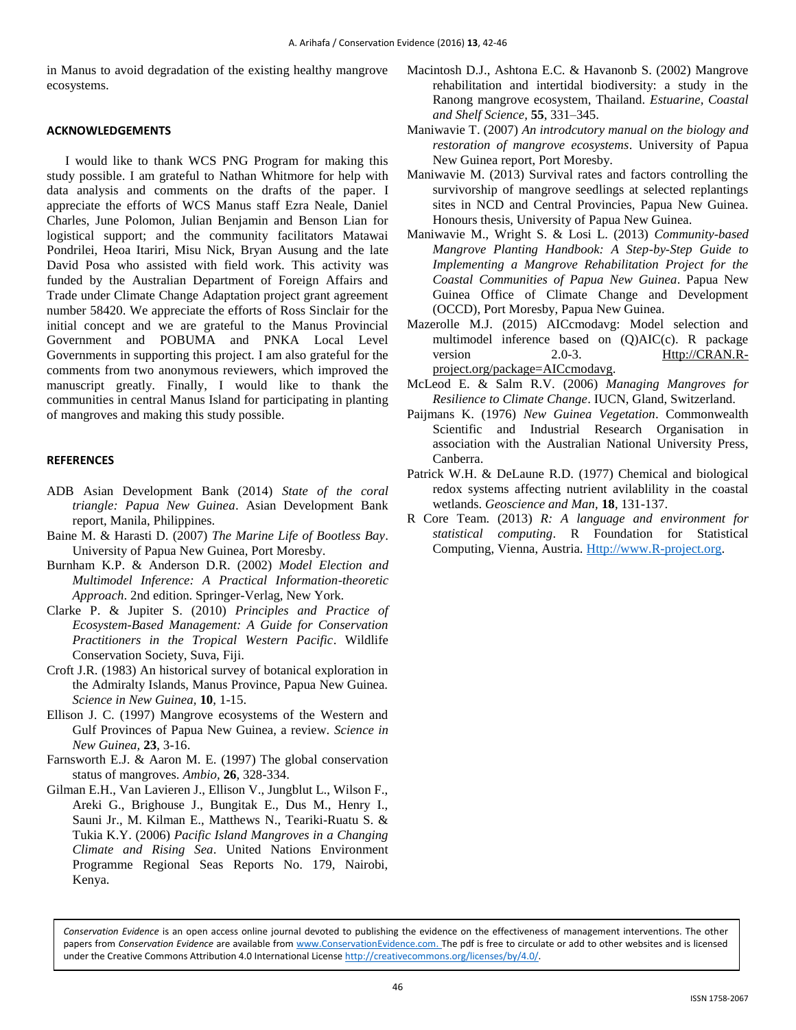in Manus to avoid degradation of the existing healthy mangrove ecosystems.

## ACKNOWLEDGEMENTS

I would like to thank WCS PNG Program for making this study possible. I am grateful to Nathan Whitmore for help with data analysis and comments on the drafts of the paper. I appreciate the efforts of WCS Manus staff Ezra Neale, Daniel Charles, June Polomon, Julian Benjamin and Benson Lian for logistical support; and the community facilitators Matawai Pondrilei, Heoa Itariri, Misu Nick, Bryan Ausung and the late David Posa who assisted with field work. This activity was funded by the Australian Department of Foreign Affairs and Trade under Climate Change Adaptation project grant agreement number 58420. We appreciate the efforts of Ross Sinclair for the initial concept and we are grateful to the Manus Provincial Government and POBUMA and PNKA Local Level Governments in supporting this project. I am also grateful for the comments from two anonymous reviewers, which improved the manuscript greatly. Finally, I would like to thank the communities in central Manus Island for participating in planting of mangroves and making this study possible.

## REFERENCES

ADB Asian Development Bank (2014) *State of the coral triangle: Papua New Guinea*. Asian Development Bank report, Manila, Philippines.

Baine M. & Harasti D. (2007) *The Marine Life of Bootless Bay*. University of Papua New Guinea, Port Moresby.

Burnham K.P. & Anderson D.R. (2002) *Model Election and Multimodel Inference: A Practical Information-theoretic Approach*. 2nd edition. Springer-Verlag, New York.

Clarke P. & Jupiter S. (2010) *Principles and Practice of Ecosystem-Based Management: A Guide for Conservation Practitioners in the Tropical Western Pacific*. Wildlife Conservation Society, Suva, Fiji.

Croft J.R. (1983) An historical survey of botanical exploration in the Admiralty Islands, Manus Province, Papua New Guinea. *Science in New Guinea,* **10**, 1-15.

Ellison J. C. (1997) Mangrove ecosystems of the Western and Gulf Provinces of Papua New Guinea, a review. *Science in New Guinea,* **23**, 3-16.

Farnsworth E.J. & Aaron M. E. (1997) The global conservation status of mangroves. *Ambio,* **26**, 328-334.

Gilman E.H., Van Lavieren J., Ellison V., Jungblut L., Wilson F., Areki G., Brighouse J., Bungitak E., Dus M., Henry I., Sauni Jr., M. Kilman E., Matthews N., Teariki-Ruatu S. & Tukia K.Y. (2006) *Pacific Island Mangroves in a Changing Climate and Rising Sea*. United Nations Environment Programme Regional Seas Reports No. 179, Nairobi, Kenya.

Macintosh D.J., Ashtona E.C. & Havanonb S. (2002) Mangrove rehabilitation and intertidal biodiversity: a study in the Ranong mangrove ecosystem, Thailand. *Estuarine, Coastal and Shelf Science,* **55**, 331–345.

Maniwavie T. (2007) *An introdcutory manual on the biology and restoration of mangrove ecosystems*. University of Papua New Guinea report, Port Moresby.

Maniwavie M. (2013) Survival rates and factors controlling the survivorship of mangrove seedlings at selected replantings sites in NCD and Central Provincies, Papua New Guinea. Honours thesis, University of Papua New Guinea.

Maniwavie M., Wright S. & Losi L. (2013) *Community-based Mangrove Planting Handbook: A Step-by-Step Guide to Implementing a Mangrove Rehabilitation Project for the Coastal Communities of Papua New Guinea*. Papua New Guinea Office of Climate Change and Development (OCCD), Port Moresby, Papua New Guinea.

Mazerolle M.J. (2015) AICcmodavg: Model selection and multimodel inference based on (Q)AIC(c). R package version 2.0-3. Http://CRAN.R-project.org/package=AICcmodavg.

McLeod E. & Salm R.V. (2006) *Managing Mangroves for Resilience to Climate Change*. IUCN, Gland, Switzerland.

Paijmans K. (1976) *New Guinea Vegetation*. Commonwealth Scientific and Industrial Research Organisation in association with the Australian National University Press, Canberra.

Patrick W.H. & DeLaune R.D. (1977) Chemical and biological redox systems affecting nutrient avilablility in the coastal wetlands. *Geoscience and Man,* **18**, 131-137.

R Core Team. (2013) *R: A language and environment for statistical computing*. R Foundation for Statistical Computing, Vienna, Austria. Http://www.R-project.org.

*Conservation Evidence* is an open access online journal devoted to publishing the evidence on the effectiveness of management interventions. The other papers from *Conservation Evidence* are available from www.ConservationEvidence.com. The pdf is free to circulate or add to other websites and is licensed under the Creative Commons Attribution 4.0 International License http://creativecommons.org/licenses/by/4.0/.